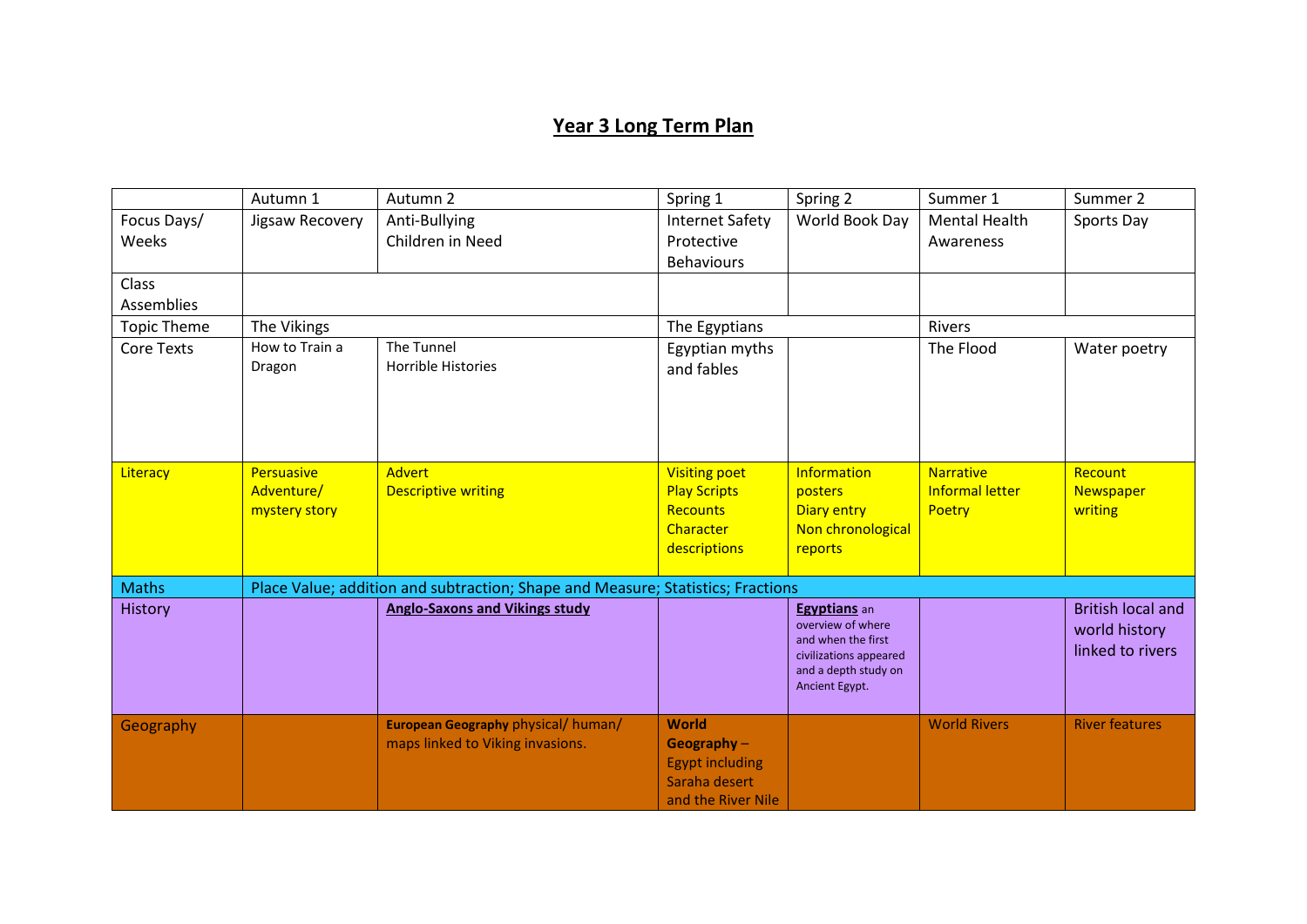# Year 3 Long Term Plan

| | Autumn 1 | Autumn 2 | Spring 1 | Spring 2 | Summer 1 | Summer 2 |
|---|---|---|---|---|---|---|
| Focus Days/ Weeks | Jigsaw Recovery | Anti-Bullying<br>Children in Need | Internet Safety<br>Protective Behaviours | World Book Day | Mental Health Awareness | Sports Day |
| Class Assemblies | | | | | | |
| Topic Theme | The Vikings | | The Egyptians | | Rivers | |
| Core Texts | How to Train a Dragon | The Tunnel<br>Horrible Histories | Egyptian myths and fables | | The Flood | Water poetry |
| Literacy | Persuasive<br>Adventure/ mystery story | Advert<br>Descriptive writing | Visiting poet<br>Play Scripts<br>Recounts<br>Character descriptions | Information posters<br>Diary entry<br>Non chronological reports | Narrative<br>Informal letter<br>Poetry | Recount<br>Newspaper writing |
| Maths | Place Value; addition and subtraction; Shape and Measure; Statistics; Fractions | | | | | |
| History | | **Anglo-Saxons and Vikings study** | | **Egyptians** an overview of where and when the first civilizations appeared and a depth study on Ancient Egypt. | | British local and world history linked to rivers |
| Geography | | **European Geography** physical/ human/ maps linked to Viking invasions. | **World Geography** – Egypt including Saraha desert and the River Nile | | World Rivers | River features |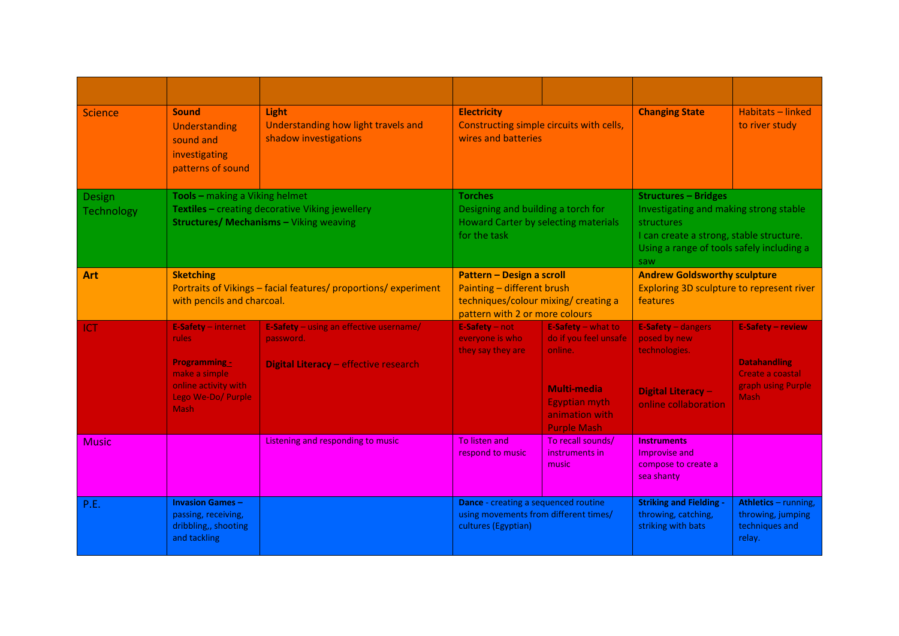| | | | | | | |
|---|---|---|---|---|---|---|
| Science | **Sound** Understanding sound and investigating patterns of sound | **Light** Understanding how light travels and shadow investigations | **Electricity** Constructing simple circuits with cells, wires and batteries | | **Changing State** | Habitats – linked to river study |
| Design Technology | **Tools –** making a Viking helmet **Textiles –** creating decorative Viking jewellery **Structures/ Mechanisms –** Viking weaving | | **Torches** Designing and building a torch for Howard Carter by selecting materials for the task | | **Structures – Bridges** Investigating and making strong stable structures I can create a strong, stable structure. Using a range of tools safely including a saw | |
| **Art** | **Sketching** Portraits of Vikings – facial features/ proportions/ experiment with pencils and charcoal. | | **Pattern – Design a scroll** Painting – different brush techniques/colour mixing/ creating a pattern with 2 or more colours | | **Andrew Goldsworthy sculpture** Exploring 3D sculpture to represent river features | |
| ICT | **E-Safety** – internet rules **Programming** - make a simple online activity with Lego We-Do/ Purple Mash | **E-Safety** – using an effective username/ password. **Digital Literacy** – effective research | **E-Safety** – not everyone is who they say they are | **E-Safety** – what to do if you feel unsafe online. **Multi-media** Egyptian myth animation with Purple Mash | **E-Safety** – dangers posed by new technologies. **Digital Literacy** – online collaboration | **E-Safety – review** **Datahandling** Create a coastal graph using Purple Mash |
| Music | | Listening and responding to music | To listen and respond to music | To recall sounds/ instruments in music | **Instruments** Improvise and compose to create a sea shanty | |
| P.E. | **Invasion Games –** passing, receiving, dribbling,, shooting and tackling | | **Dance** - creating a sequenced routine using movements from different times/ cultures (Egyptian) | | **Striking and Fielding -** throwing, catching, striking with bats | **Athletics** – running, throwing, jumping techniques and relay. |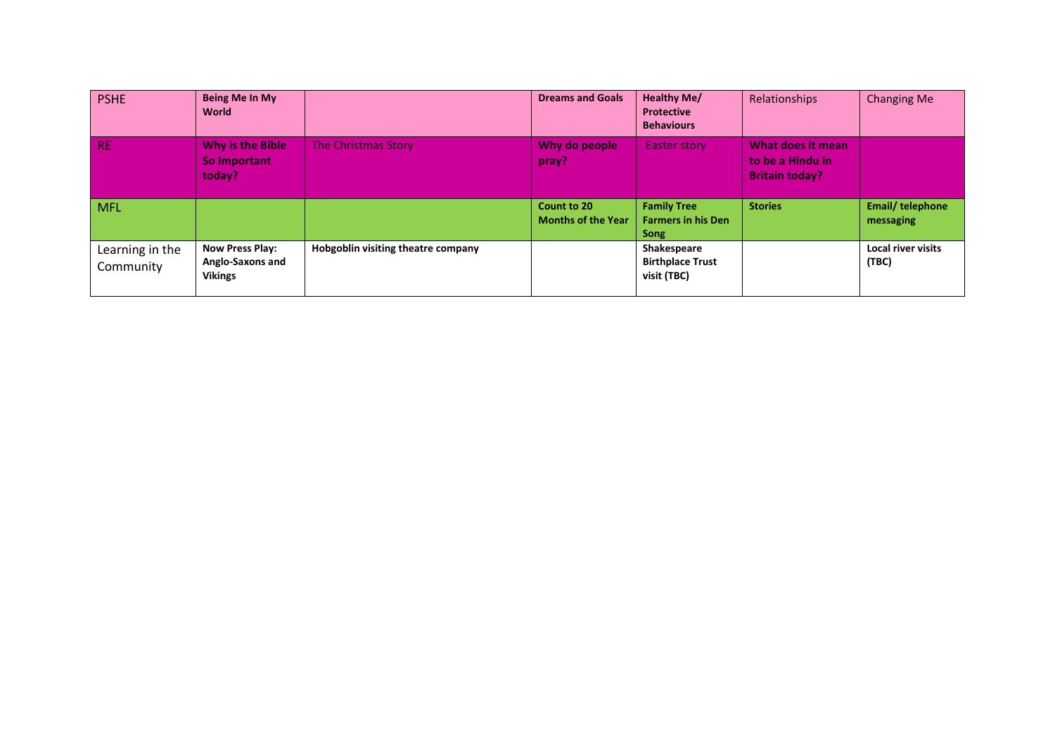| | | | | | | |
|---|---|---|---|---|---|---|
| PSHE | **Being Me In My World** | | **Dreams and Goals** | **Healthy Me/ Protective Behaviours** | Relationships | Changing Me |
| RE | **Why is the Bible So Important today?** | The Christmas Story | **Why do people pray?** | Easter story | **What does it mean to be a Hindu in Britain today?** | |
| MFL | | | **Count to 20 Months of the Year** | **Family Tree Farmers in his Den Song** | **Stories** | **Email/ telephone messaging** |
| Learning in the Community | **Now Press Play: Anglo-Saxons and Vikings** | **Hobgoblin visiting theatre company** | | **Shakespeare Birthplace Trust visit (TBC)** | | **Local river visits (TBC)** |